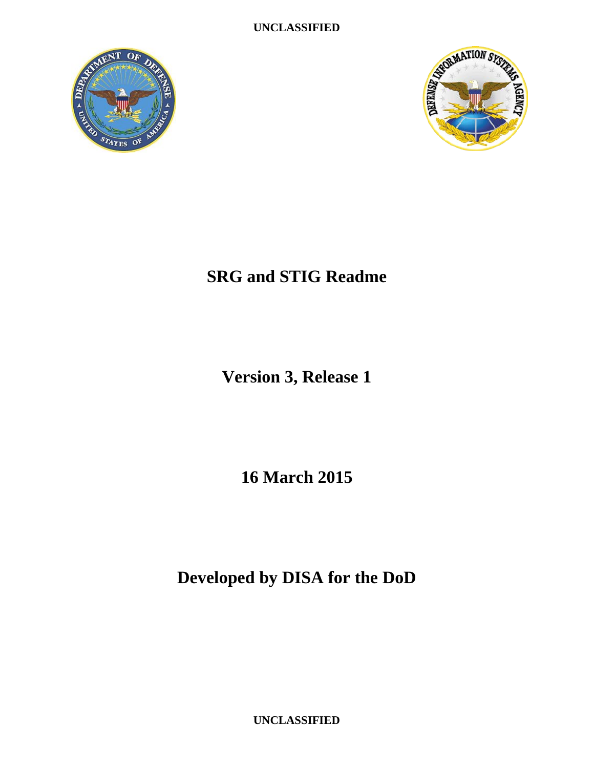UNCLASSIFIED

# SRG and STIG Readme

## Version 3, Release 1

## 16 March 2015

## Developed by DISA for the DoD

UNCLASSIFIED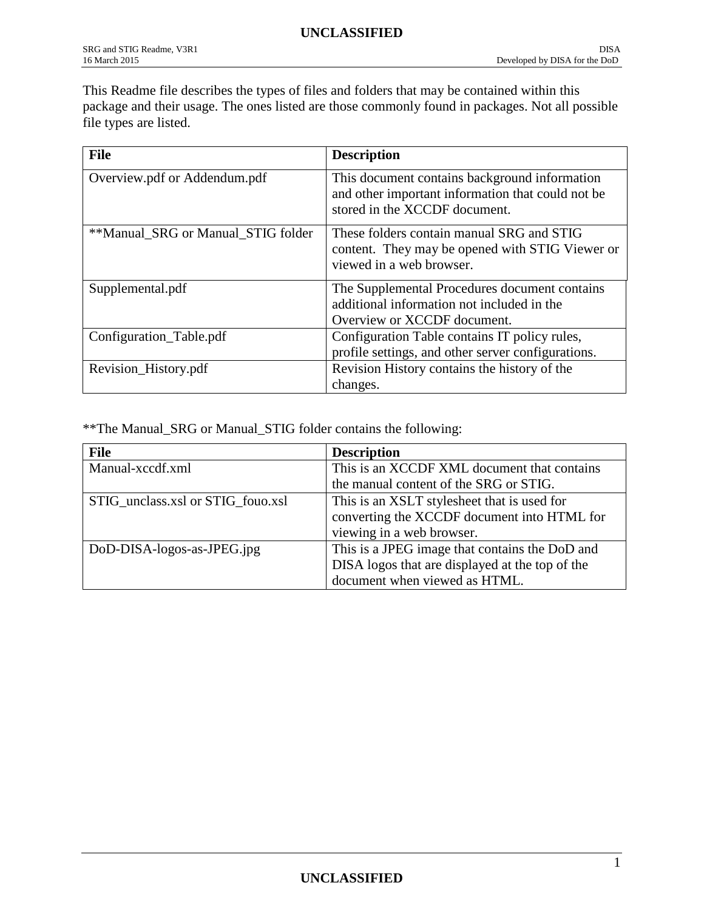This Readme file describes the types of files and folders that may be contained within this package and their usage. The ones listed are those commonly found in packages. Not all possible file types are listed.

| File | Description |
| --- | --- |
| Overview.pdf or Addendum.pdf | This document contains background information and other important information that could not be stored in the XCCDF document. |
| **Manual_SRG or Manual_STIG folder | These folders contain manual SRG and STIG content. They may be opened with STIG Viewer or viewed in a web browser. |
| Supplemental.pdf | The Supplemental Procedures document contains additional information not included in the Overview or XCCDF document. |
| Configuration_Table.pdf | Configuration Table contains IT policy rules, profile settings, and other server configurations. |
| Revision_History.pdf | Revision History contains the history of the changes. |

**The Manual_SRG or Manual_STIG folder contains the following:

| File | Description |
| --- | --- |
| Manual-xccdf.xml | This is an XCCDF XML document that contains the manual content of the SRG or STIG. |
| STIG_unclass.xsl or STIG_fouo.xsl | This is an XSLT stylesheet that is used for converting the XCCDF document into HTML for viewing in a web browser. |
| DoD-DISA-logos-as-JPEG.jpg | This is a JPEG image that contains the DoD and DISA logos that are displayed at the top of the document when viewed as HTML. |